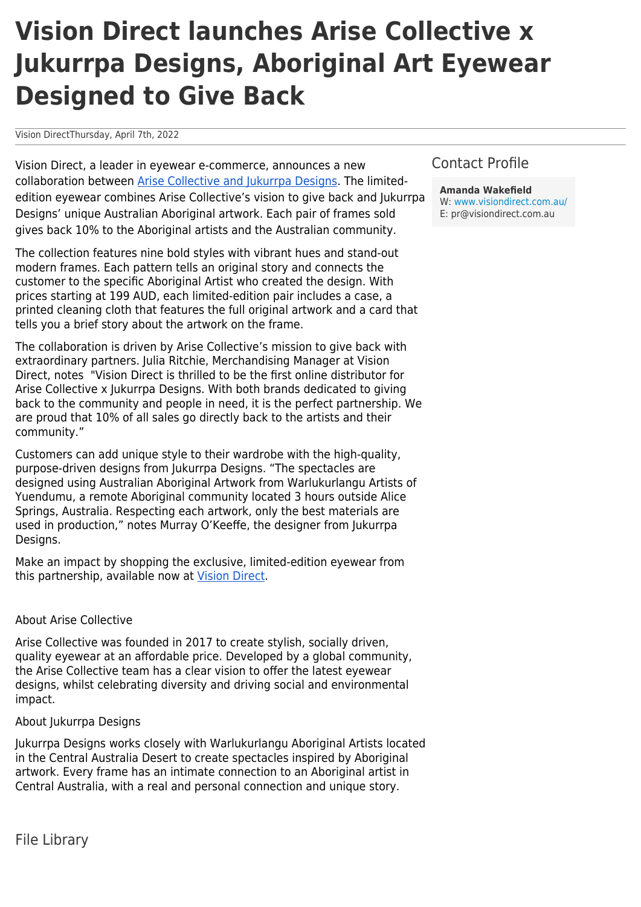# Vision Direct launches Arise Collective x Jukurrpa Designs, Aboriginal Art Eyewear Designed to Give Back

Vision DirectThursday, April 7th, 2022

Vision Direct, a leader in eyewear e-commerce, announces a new collaboration between Arise Collective and Jukurrpa Designs. The limited-edition eyewear combines Arise Collective's vision to give back and Jukurrpa Designs' unique Australian Aboriginal artwork. Each pair of frames sold gives back 10% to the Aboriginal artists and the Australian community.

The collection features nine bold styles with vibrant hues and stand-out modern frames. Each pattern tells an original story and connects the customer to the specific Aboriginal Artist who created the design. With prices starting at 199 AUD, each limited-edition pair includes a case, a printed cleaning cloth that features the full original artwork and a card that tells you a brief story about the artwork on the frame.

The collaboration is driven by Arise Collective's mission to give back with extraordinary partners. Julia Ritchie, Merchandising Manager at Vision Direct, notes "Vision Direct is thrilled to be the first online distributor for Arise Collective x Jukurrpa Designs. With both brands dedicated to giving back to the community and people in need, it is the perfect partnership. We are proud that 10% of all sales go directly back to the artists and their community."

Customers can add unique style to their wardrobe with the high-quality, purpose-driven designs from Jukurrpa Designs. "The spectacles are designed using Australian Aboriginal Artwork from Warlukurlangu Artists of Yuendumu, a remote Aboriginal community located 3 hours outside Alice Springs, Australia. Respecting each artwork, only the best materials are used in production," notes Murray O'Keeffe, the designer from Jukurrpa Designs.

Make an impact by shopping the exclusive, limited-edition eyewear from this partnership, available now at Vision Direct.

About Arise Collective

Arise Collective was founded in 2017 to create stylish, socially driven, quality eyewear at an affordable price. Developed by a global community, the Arise Collective team has a clear vision to offer the latest eyewear designs, whilst celebrating diversity and driving social and environmental impact.

About Jukurrpa Designs

Jukurrpa Designs works closely with Warlukurlangu Aboriginal Artists located in the Central Australia Desert to create spectacles inspired by Aboriginal artwork. Every frame has an intimate connection to an Aboriginal artist in Central Australia, with a real and personal connection and unique story.

## Contact Profile

**Amanda Wakefield**
W: www.visiondirect.com.au/
E: pr@visiondirect.com.au

## File Library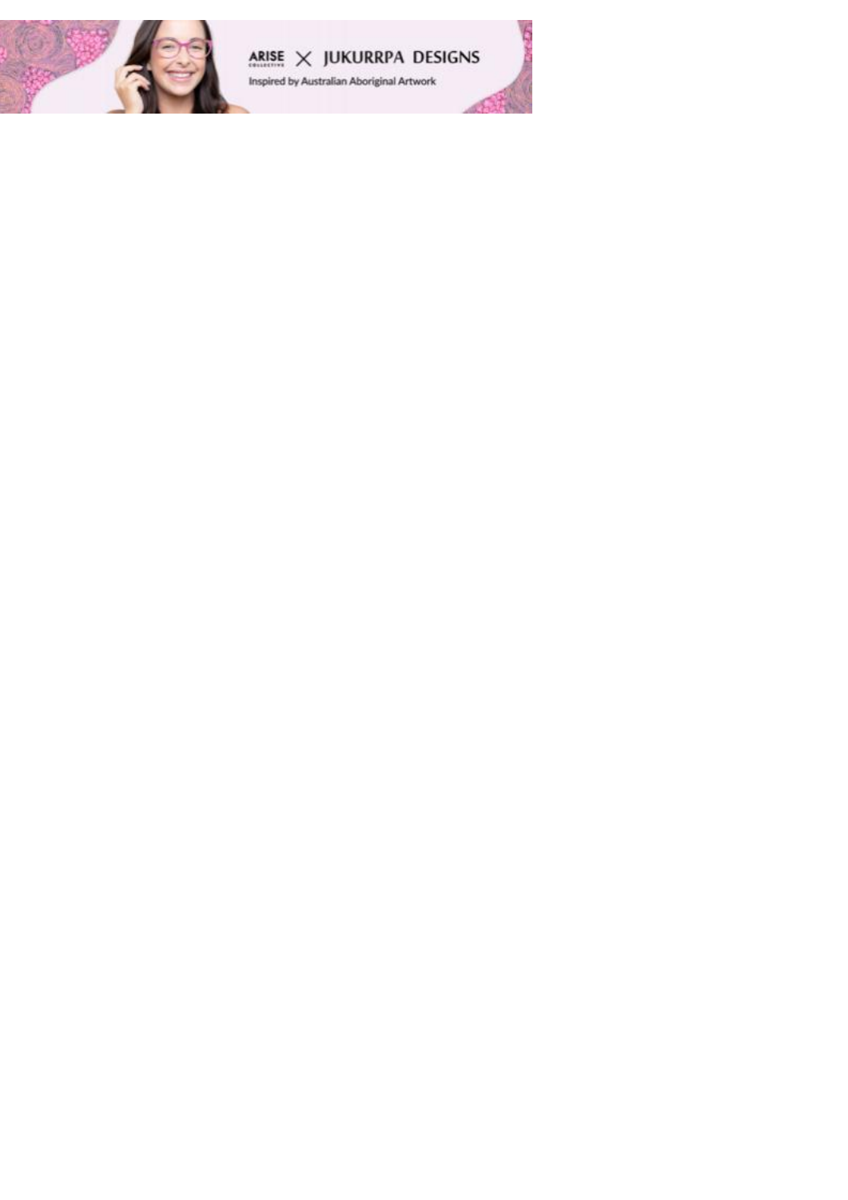ARISE COLLECTIVE × JUKURRPA DESIGNS

Inspired by Australian Aboriginal Artwork